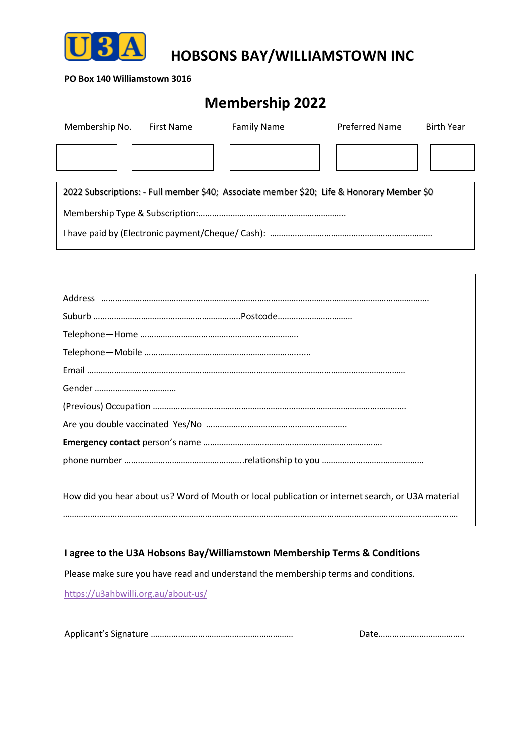# U3A HOBSONS BAY/WILLIAMSTOWN INC

**PO Box 140 Williamstown 3016**

## Membership 2022

| Membership No. | First Name | Family Name | Preferred Name | Birth Year |
|---|---|---|---|---|
| | | | | |

2022 Subscriptions: - Full member $40; Associate member $20; Life & Honorary Member $0

Membership Type & Subscription:……………………………………………………….

I have paid by (Electronic payment/Cheque/ Cash): ………………………………………………………………

Address ………………………………………………………………………………………………………………………….

Suburb ………………………………………………………..Postcode……………………………

Telephone—Home ……………………………………………………………

Telephone—Mobile ……………………………………………………………......

Email ……………………………………………………………………………………………………………………

Gender ………………………………

(Previous) Occupation ………………………………………………………………………………………………

Are you double vaccinated Yes/No …………………………………………………….

**Emergency contact** person's name ……………………………………………………………………

phone number ……………………………………………..relationship to you ………………………………………

How did you hear about us? Word of Mouth or local publication or internet search, or U3A material

…………………………………………………………………………………………………………………………………………

**I agree to the U3A Hobsons Bay/Williamstown Membership Terms & Conditions**

Please make sure you have read and understand the membership terms and conditions.

https://u3ahbwilli.org.au/about-us/

Applicant's Signature ……………………………………………………… Date………………………………..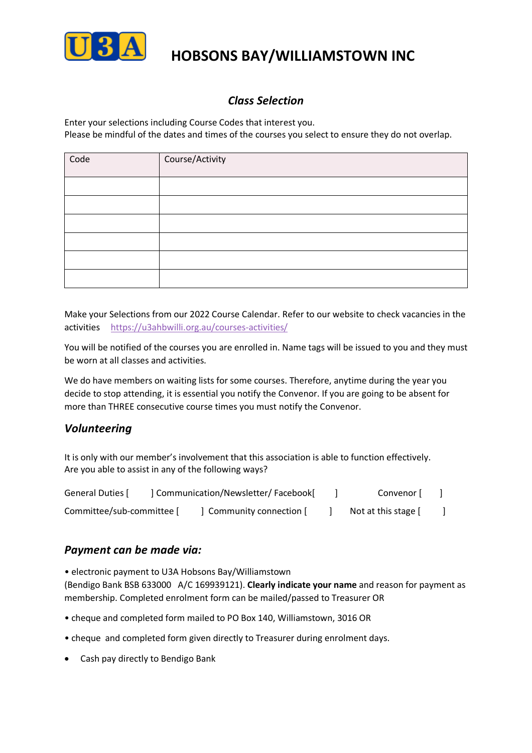# HOBSONS BAY/WILLIAMSTOWN INC

## *Class Selection*

Enter your selections including Course Codes that interest you.
Please be mindful of the dates and times of the courses you select to ensure they do not overlap.

| Code | Course/Activity |
|---|---|
| | |
| | |
| | |
| | |
| | |
| | |

Make your Selections from our 2022 Course Calendar. Refer to our website to check vacancies in the activities https://u3ahbwilli.org.au/courses-activities/

You will be notified of the courses you are enrolled in. Name tags will be issued to you and they must be worn at all classes and activities.

We do have members on waiting lists for some courses. Therefore, anytime during the year you decide to stop attending, it is essential you notify the Convenor. If you are going to be absent for more than THREE consecutive course times you must notify the Convenor.

## *Volunteering*

It is only with our member's involvement that this association is able to function effectively.
Are you able to assist in any of the following ways?

General Duties [ ] Communication/Newsletter/ Facebook[ ] Convenor [ ]

Committee/sub-committee [ ] Community connection [ ] Not at this stage [ ]

## *Payment can be made via:*

• electronic payment to U3A Hobsons Bay/Williamstown (Bendigo Bank BSB 633000 A/C 169939121). **Clearly indicate your name** and reason for payment as membership. Completed enrolment form can be mailed/passed to Treasurer OR

• cheque and completed form mailed to PO Box 140, Williamstown, 3016 OR

• cheque and completed form given directly to Treasurer during enrolment days.

- Cash pay directly to Bendigo Bank